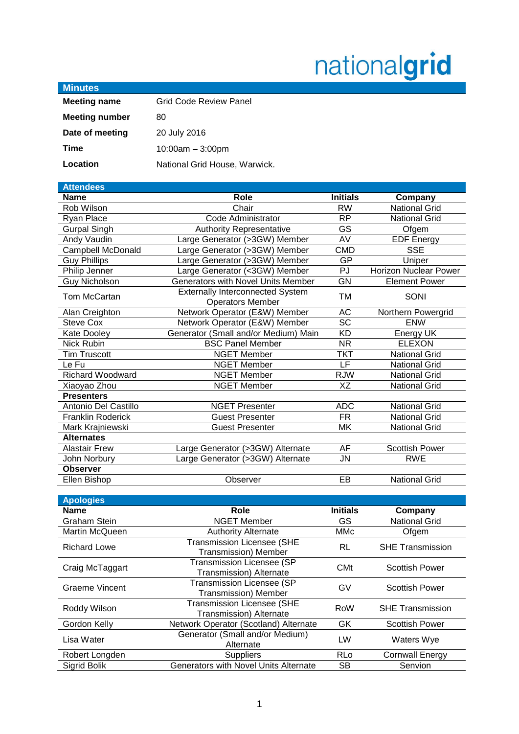nationalgrid

## Minutes

| | |
|---|---|
| **Meeting name** | Grid Code Review Panel |
| **Meeting number** | 80 |
| **Date of meeting** | 20 July 2016 |
| **Time** | 10:00am – 3:00pm |
| **Location** | National Grid House, Warwick. |

## Attendees

| Name | Role | Initials | Company |
|---|---|---|---|
| Rob Wilson | Chair | RW | National Grid |
| Ryan Place | Code Administrator | RP | National Grid |
| Gurpal Singh | Authority Representative | GS | Ofgem |
| Andy Vaudin | Large Generator (>3GW) Member | AV | EDF Energy |
| Campbell McDonald | Large Generator (>3GW) Member | CMD | SSE |
| Guy Phillips | Large Generator (>3GW) Member | GP | Uniper |
| Philip Jenner | Large Generator (<3GW) Member | PJ | Horizon Nuclear Power |
| Guy Nicholson | Generators with Novel Units Member | GN | Element Power |
| Tom McCartan | Externally Interconnected System Operators Member | TM | SONI |
| Alan Creighton | Network Operator (E&W) Member | AC | Northern Powergrid |
| Steve Cox | Network Operator (E&W) Member | SC | ENW |
| Kate Dooley | Generator (Small and/or Medium) Main | KD | Energy UK |
| Nick Rubin | BSC Panel Member | NR | ELEXON |
| Tim Truscott | NGET Member | TKT | National Grid |
| Le Fu | NGET Member | LF | National Grid |
| Richard Woodward | NGET Member | RJW | National Grid |
| Xiaoyao Zhou | NGET Member | XZ | National Grid |
| **Presenters** | | | |
| Antonio Del Castillo | NGET Presenter | ADC | National Grid |
| Franklin Roderick | Guest Presenter | FR | National Grid |
| Mark Krajniewski | Guest Presenter | MK | National Grid |
| **Alternates** | | | |
| Alastair Frew | Large Generator (>3GW) Alternate | AF | Scottish Power |
| John Norbury | Large Generator (>3GW) Alternate | JN | RWE |
| **Observer** | | | |
| Ellen Bishop | Observer | EB | National Grid |

## Apologies

| Name | Role | Initials | Company |
|---|---|---|---|
| Graham Stein | NGET Member | GS | National Grid |
| Martin McQueen | Authority Alternate | MMc | Ofgem |
| Richard Lowe | Transmission Licensee (SHE Transmission) Member | RL | SHE Transmission |
| Craig McTaggart | Transmission Licensee (SP Transmission) Alternate | CMt | Scottish Power |
| Graeme Vincent | Transmission Licensee (SP Transmission) Member | GV | Scottish Power |
| Roddy Wilson | Transmission Licensee (SHE Transmission) Alternate | RoW | SHE Transmission |
| Gordon Kelly | Network Operator (Scotland) Alternate | GK | Scottish Power |
| Lisa Water | Generator (Small and/or Medium) Alternate | LW | Waters Wye |
| Robert Longden | Suppliers | RLo | Cornwall Energy |
| Sigrid Bolik | Generators with Novel Units Alternate | SB | Senvion |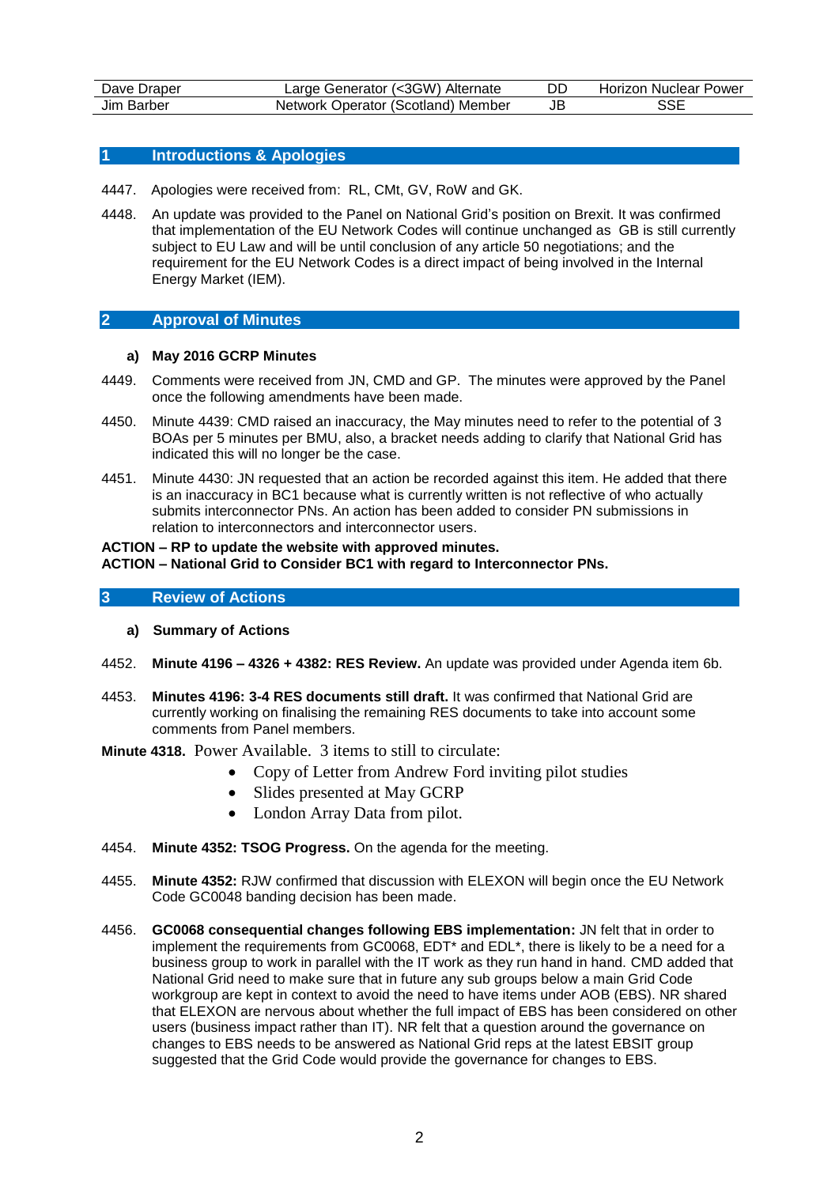| Dave Draper | Large Generator (<3GW) Alternate | DD | Horizon Nuclear Power |
|---|---|---|---|
| Jim Barber | Network Operator (Scotland) Member | JB | SSE |

## 1 Introductions & Apologies

4447. Apologies were received from: RL, CMt, GV, RoW and GK.

4448. An update was provided to the Panel on National Grid's position on Brexit. It was confirmed that implementation of the EU Network Codes will continue unchanged as GB is still currently subject to EU Law and will be until conclusion of any article 50 negotiations; and the requirement for the EU Network Codes is a direct impact of being involved in the Internal Energy Market (IEM).

## 2 Approval of Minutes

### a) May 2016 GCRP Minutes

4449. Comments were received from JN, CMD and GP. The minutes were approved by the Panel once the following amendments have been made.

4450. Minute 4439: CMD raised an inaccuracy, the May minutes need to refer to the potential of 3 BOAs per 5 minutes per BMU, also, a bracket needs adding to clarify that National Grid has indicated this will no longer be the case.

4451. Minute 4430: JN requested that an action be recorded against this item. He added that there is an inaccuracy in BC1 because what is currently written is not reflective of who actually submits interconnector PNs. An action has been added to consider PN submissions in relation to interconnectors and interconnector users.

**ACTION – RP to update the website with approved minutes.**
**ACTION – National Grid to Consider BC1 with regard to Interconnector PNs.**

## 3 Review of Actions

### a) Summary of Actions

4452. **Minute 4196 – 4326 + 4382: RES Review.** An update was provided under Agenda item 6b.

4453. **Minutes 4196: 3-4 RES documents still draft.** It was confirmed that National Grid are currently working on finalising the remaining RES documents to take into account some comments from Panel members.

**Minute 4318.** Power Available. 3 items to still to circulate:

- Copy of Letter from Andrew Ford inviting pilot studies
- Slides presented at May GCRP
- London Array Data from pilot.

4454. **Minute 4352: TSOG Progress.** On the agenda for the meeting.

4455. **Minute 4352:** RJW confirmed that discussion with ELEXON will begin once the EU Network Code GC0048 banding decision has been made.

4456. **GC0068 consequential changes following EBS implementation:** JN felt that in order to implement the requirements from GC0068, EDT* and EDL*, there is likely to be a need for a business group to work in parallel with the IT work as they run hand in hand. CMD added that National Grid need to make sure that in future any sub groups below a main Grid Code workgroup are kept in context to avoid the need to have items under AOB (EBS). NR shared that ELEXON are nervous about whether the full impact of EBS has been considered on other users (business impact rather than IT). NR felt that a question around the governance on changes to EBS needs to be answered as National Grid reps at the latest EBSIT group suggested that the Grid Code would provide the governance for changes to EBS.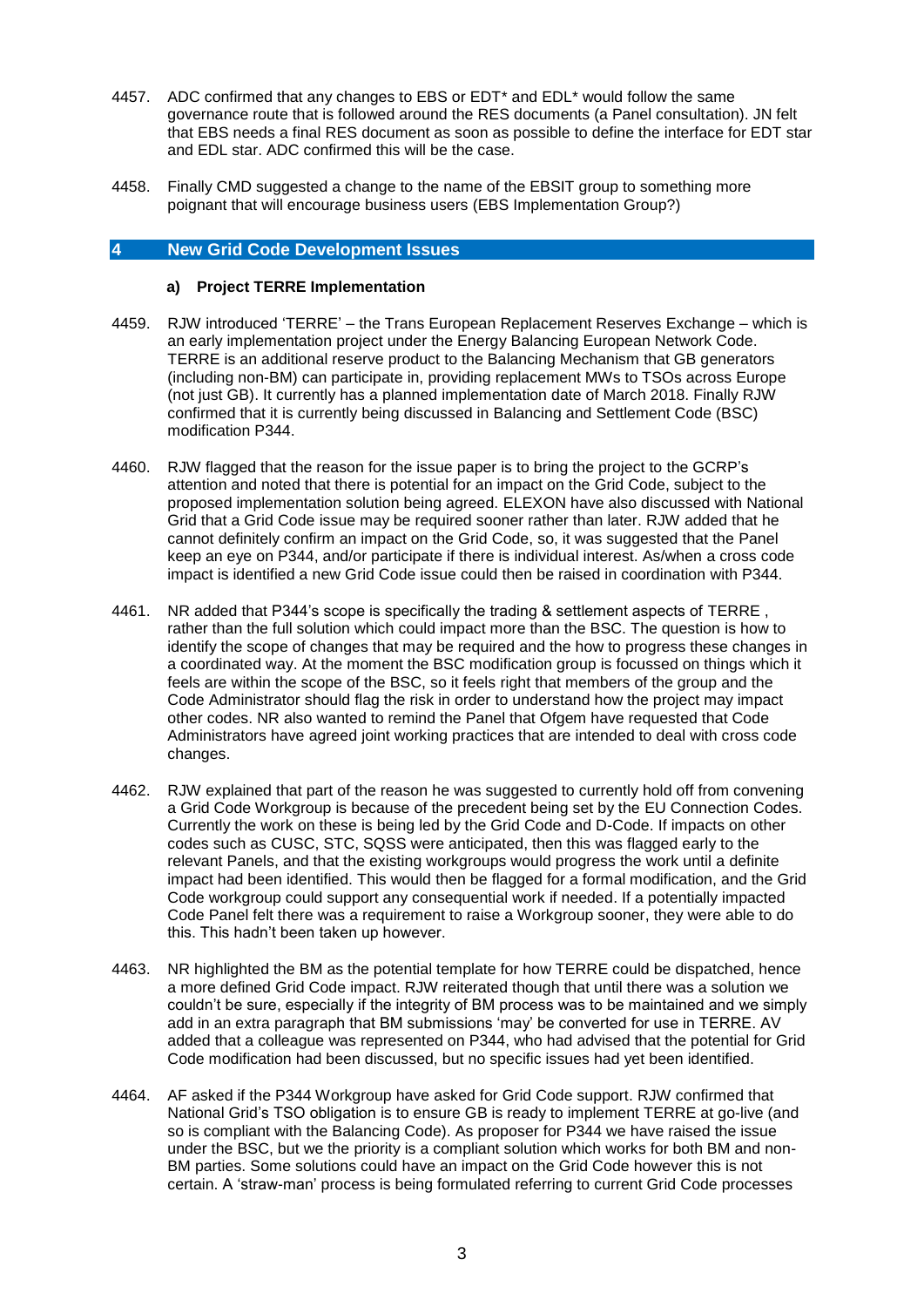4457. ADC confirmed that any changes to EBS or EDT* and EDL* would follow the same governance route that is followed around the RES documents (a Panel consultation). JN felt that EBS needs a final RES document as soon as possible to define the interface for EDT star and EDL star. ADC confirmed this will be the case.

4458. Finally CMD suggested a change to the name of the EBSIT group to something more poignant that will encourage business users (EBS Implementation Group?)

## 4 New Grid Code Development Issues

### a) Project TERRE Implementation

4459. RJW introduced 'TERRE' – the Trans European Replacement Reserves Exchange – which is an early implementation project under the Energy Balancing European Network Code. TERRE is an additional reserve product to the Balancing Mechanism that GB generators (including non-BM) can participate in, providing replacement MWs to TSOs across Europe (not just GB). It currently has a planned implementation date of March 2018. Finally RJW confirmed that it is currently being discussed in Balancing and Settlement Code (BSC) modification P344.

4460. RJW flagged that the reason for the issue paper is to bring the project to the GCRP's attention and noted that there is potential for an impact on the Grid Code, subject to the proposed implementation solution being agreed. ELEXON have also discussed with National Grid that a Grid Code issue may be required sooner rather than later. RJW added that he cannot definitely confirm an impact on the Grid Code, so, it was suggested that the Panel keep an eye on P344, and/or participate if there is individual interest. As/when a cross code impact is identified a new Grid Code issue could then be raised in coordination with P344.

4461. NR added that P344's scope is specifically the trading & settlement aspects of TERRE , rather than the full solution which could impact more than the BSC. The question is how to identify the scope of changes that may be required and the how to progress these changes in a coordinated way. At the moment the BSC modification group is focussed on things which it feels are within the scope of the BSC, so it feels right that members of the group and the Code Administrator should flag the risk in order to understand how the project may impact other codes. NR also wanted to remind the Panel that Ofgem have requested that Code Administrators have agreed joint working practices that are intended to deal with cross code changes.

4462. RJW explained that part of the reason he was suggested to currently hold off from convening a Grid Code Workgroup is because of the precedent being set by the EU Connection Codes. Currently the work on these is being led by the Grid Code and D-Code. If impacts on other codes such as CUSC, STC, SQSS were anticipated, then this was flagged early to the relevant Panels, and that the existing workgroups would progress the work until a definite impact had been identified. This would then be flagged for a formal modification, and the Grid Code workgroup could support any consequential work if needed. If a potentially impacted Code Panel felt there was a requirement to raise a Workgroup sooner, they were able to do this. This hadn't been taken up however.

4463. NR highlighted the BM as the potential template for how TERRE could be dispatched, hence a more defined Grid Code impact. RJW reiterated though that until there was a solution we couldn't be sure, especially if the integrity of BM process was to be maintained and we simply add in an extra paragraph that BM submissions 'may' be converted for use in TERRE. AV added that a colleague was represented on P344, who had advised that the potential for Grid Code modification had been discussed, but no specific issues had yet been identified.

4464. AF asked if the P344 Workgroup have asked for Grid Code support. RJW confirmed that National Grid's TSO obligation is to ensure GB is ready to implement TERRE at go-live (and so is compliant with the Balancing Code). As proposer for P344 we have raised the issue under the BSC, but we the priority is a compliant solution which works for both BM and non-BM parties. Some solutions could have an impact on the Grid Code however this is not certain. A 'straw-man' process is being formulated referring to current Grid Code processes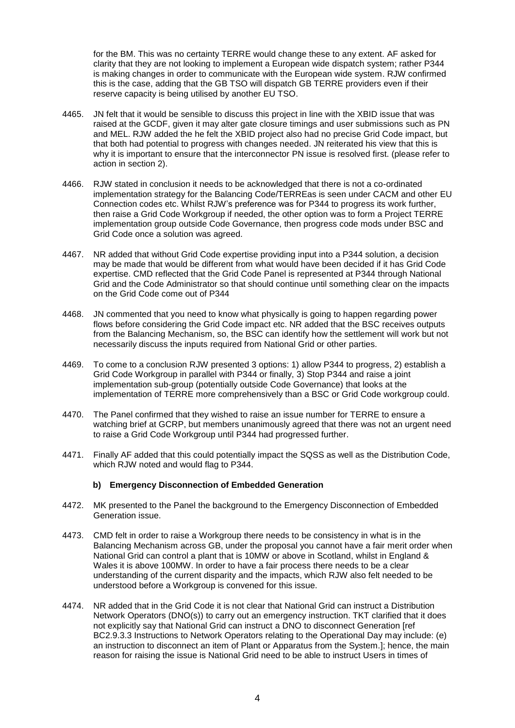for the BM. This was no certainty TERRE would change these to any extent. AF asked for clarity that they are not looking to implement a European wide dispatch system; rather P344 is making changes in order to communicate with the European wide system. RJW confirmed this is the case, adding that the GB TSO will dispatch GB TERRE providers even if their reserve capacity is being utilised by another EU TSO.

4465. JN felt that it would be sensible to discuss this project in line with the XBID issue that was raised at the GCDF, given it may alter gate closure timings and user submissions such as PN and MEL. RJW added the he felt the XBID project also had no precise Grid Code impact, but that both had potential to progress with changes needed. JN reiterated his view that this is why it is important to ensure that the interconnector PN issue is resolved first. (please refer to action in section 2).

4466. RJW stated in conclusion it needs to be acknowledged that there is not a co-ordinated implementation strategy for the Balancing Code/TERREas is seen under CACM and other EU Connection codes etc. Whilst RJW's preference was for P344 to progress its work further, then raise a Grid Code Workgroup if needed, the other option was to form a Project TERRE implementation group outside Code Governance, then progress code mods under BSC and Grid Code once a solution was agreed.

4467. NR added that without Grid Code expertise providing input into a P344 solution, a decision may be made that would be different from what would have been decided if it has Grid Code expertise. CMD reflected that the Grid Code Panel is represented at P344 through National Grid and the Code Administrator so that should continue until something clear on the impacts on the Grid Code come out of P344

4468. JN commented that you need to know what physically is going to happen regarding power flows before considering the Grid Code impact etc. NR added that the BSC receives outputs from the Balancing Mechanism, so, the BSC can identify how the settlement will work but not necessarily discuss the inputs required from National Grid or other parties.

4469. To come to a conclusion RJW presented 3 options: 1) allow P344 to progress, 2) establish a Grid Code Workgroup in parallel with P344 or finally, 3) Stop P344 and raise a joint implementation sub-group (potentially outside Code Governance) that looks at the implementation of TERRE more comprehensively than a BSC or Grid Code workgroup could.

4470. The Panel confirmed that they wished to raise an issue number for TERRE to ensure a watching brief at GCRP, but members unanimously agreed that there was not an urgent need to raise a Grid Code Workgroup until P344 had progressed further.

4471. Finally AF added that this could potentially impact the SQSS as well as the Distribution Code, which RJW noted and would flag to P344.

### b) Emergency Disconnection of Embedded Generation

4472. MK presented to the Panel the background to the Emergency Disconnection of Embedded Generation issue.

4473. CMD felt in order to raise a Workgroup there needs to be consistency in what is in the Balancing Mechanism across GB, under the proposal you cannot have a fair merit order when National Grid can control a plant that is 10MW or above in Scotland, whilst in England & Wales it is above 100MW. In order to have a fair process there needs to be a clear understanding of the current disparity and the impacts, which RJW also felt needed to be understood before a Workgroup is convened for this issue.

4474. NR added that in the Grid Code it is not clear that National Grid can instruct a Distribution Network Operators (DNO(s)) to carry out an emergency instruction. TKT clarified that it does not explicitly say that National Grid can instruct a DNO to disconnect Generation [ref BC2.9.3.3 Instructions to Network Operators relating to the Operational Day may include: (e) an instruction to disconnect an item of Plant or Apparatus from the System.]; hence, the main reason for raising the issue is National Grid need to be able to instruct Users in times of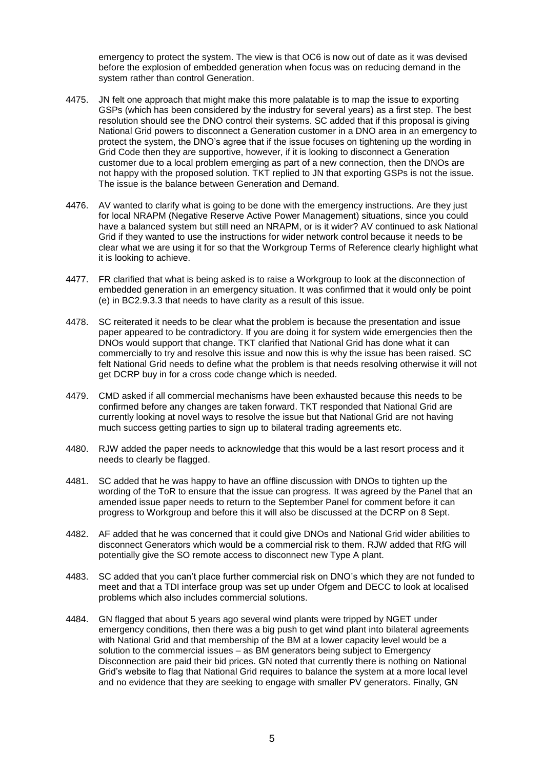emergency to protect the system. The view is that OC6 is now out of date as it was devised before the explosion of embedded generation when focus was on reducing demand in the system rather than control Generation.

4475. JN felt one approach that might make this more palatable is to map the issue to exporting GSPs (which has been considered by the industry for several years) as a first step. The best resolution should see the DNO control their systems. SC added that if this proposal is giving National Grid powers to disconnect a Generation customer in a DNO area in an emergency to protect the system, the DNO's agree that if the issue focuses on tightening up the wording in Grid Code then they are supportive, however, if it is looking to disconnect a Generation customer due to a local problem emerging as part of a new connection, then the DNOs are not happy with the proposed solution. TKT replied to JN that exporting GSPs is not the issue. The issue is the balance between Generation and Demand.

4476. AV wanted to clarify what is going to be done with the emergency instructions. Are they just for local NRAPM (Negative Reserve Active Power Management) situations, since you could have a balanced system but still need an NRAPM, or is it wider? AV continued to ask National Grid if they wanted to use the instructions for wider network control because it needs to be clear what we are using it for so that the Workgroup Terms of Reference clearly highlight what it is looking to achieve.

4477. FR clarified that what is being asked is to raise a Workgroup to look at the disconnection of embedded generation in an emergency situation. It was confirmed that it would only be point (e) in BC2.9.3.3 that needs to have clarity as a result of this issue.

4478. SC reiterated it needs to be clear what the problem is because the presentation and issue paper appeared to be contradictory. If you are doing it for system wide emergencies then the DNOs would support that change. TKT clarified that National Grid has done what it can commercially to try and resolve this issue and now this is why the issue has been raised. SC felt National Grid needs to define what the problem is that needs resolving otherwise it will not get DCRP buy in for a cross code change which is needed.

4479. CMD asked if all commercial mechanisms have been exhausted because this needs to be confirmed before any changes are taken forward. TKT responded that National Grid are currently looking at novel ways to resolve the issue but that National Grid are not having much success getting parties to sign up to bilateral trading agreements etc.

4480. RJW added the paper needs to acknowledge that this would be a last resort process and it needs to clearly be flagged.

4481. SC added that he was happy to have an offline discussion with DNOs to tighten up the wording of the ToR to ensure that the issue can progress. It was agreed by the Panel that an amended issue paper needs to return to the September Panel for comment before it can progress to Workgroup and before this it will also be discussed at the DCRP on 8 Sept.

4482. AF added that he was concerned that it could give DNOs and National Grid wider abilities to disconnect Generators which would be a commercial risk to them. RJW added that RfG will potentially give the SO remote access to disconnect new Type A plant.

4483. SC added that you can't place further commercial risk on DNO's which they are not funded to meet and that a TDI interface group was set up under Ofgem and DECC to look at localised problems which also includes commercial solutions.

4484. GN flagged that about 5 years ago several wind plants were tripped by NGET under emergency conditions, then there was a big push to get wind plant into bilateral agreements with National Grid and that membership of the BM at a lower capacity level would be a solution to the commercial issues – as BM generators being subject to Emergency Disconnection are paid their bid prices. GN noted that currently there is nothing on National Grid's website to flag that National Grid requires to balance the system at a more local level and no evidence that they are seeking to engage with smaller PV generators. Finally, GN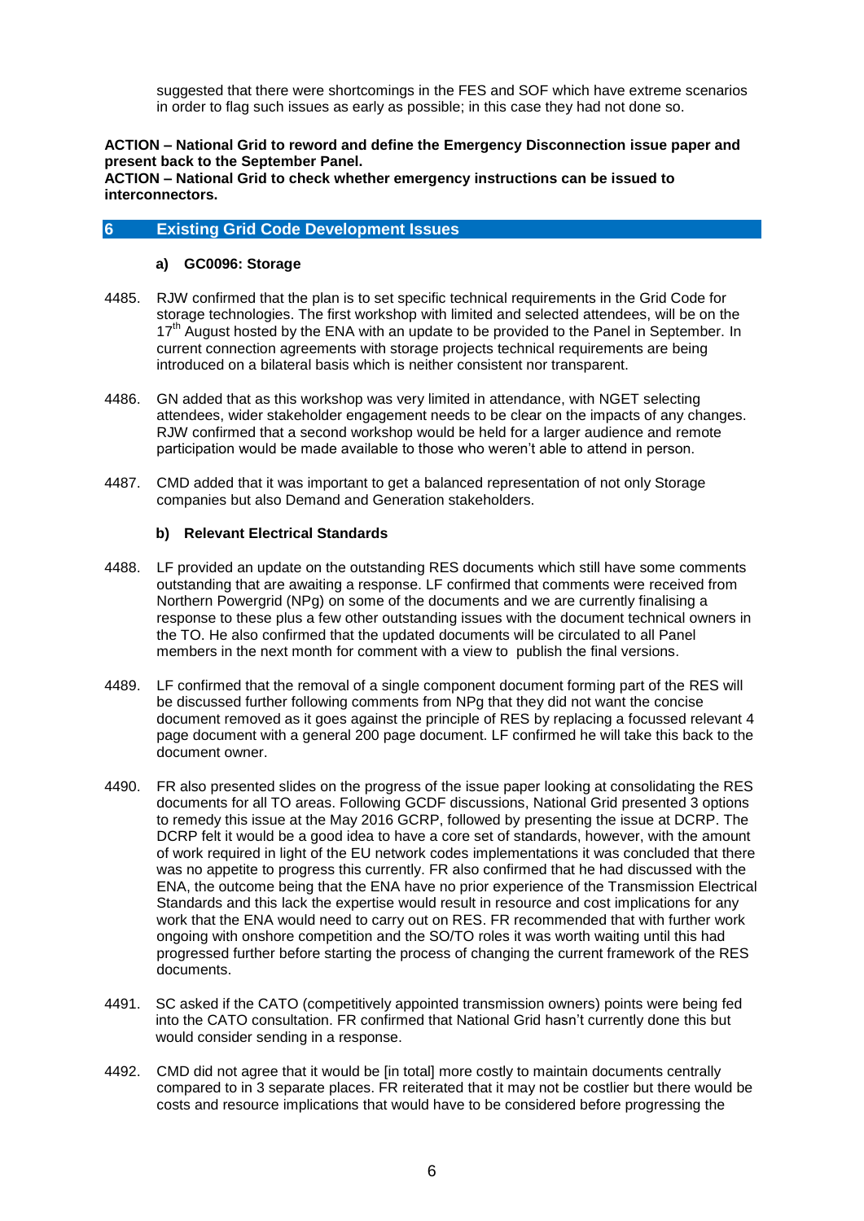suggested that there were shortcomings in the FES and SOF which have extreme scenarios in order to flag such issues as early as possible; in this case they had not done so.

**ACTION – National Grid to reword and define the Emergency Disconnection issue paper and present back to the September Panel.**
**ACTION – National Grid to check whether emergency instructions can be issued to interconnectors.**

## 6 Existing Grid Code Development Issues

### a) GC0096: Storage

4485. RJW confirmed that the plan is to set specific technical requirements in the Grid Code for storage technologies. The first workshop with limited and selected attendees, will be on the 17th August hosted by the ENA with an update to be provided to the Panel in September. In current connection agreements with storage projects technical requirements are being introduced on a bilateral basis which is neither consistent nor transparent.

4486. GN added that as this workshop was very limited in attendance, with NGET selecting attendees, wider stakeholder engagement needs to be clear on the impacts of any changes. RJW confirmed that a second workshop would be held for a larger audience and remote participation would be made available to those who weren't able to attend in person.

4487. CMD added that it was important to get a balanced representation of not only Storage companies but also Demand and Generation stakeholders.

### b) Relevant Electrical Standards

4488. LF provided an update on the outstanding RES documents which still have some comments outstanding that are awaiting a response. LF confirmed that comments were received from Northern Powergrid (NPg) on some of the documents and we are currently finalising a response to these plus a few other outstanding issues with the document technical owners in the TO. He also confirmed that the updated documents will be circulated to all Panel members in the next month for comment with a view to publish the final versions.

4489. LF confirmed that the removal of a single component document forming part of the RES will be discussed further following comments from NPg that they did not want the concise document removed as it goes against the principle of RES by replacing a focussed relevant 4 page document with a general 200 page document. LF confirmed he will take this back to the document owner.

4490. FR also presented slides on the progress of the issue paper looking at consolidating the RES documents for all TO areas. Following GCDF discussions, National Grid presented 3 options to remedy this issue at the May 2016 GCRP, followed by presenting the issue at DCRP. The DCRP felt it would be a good idea to have a core set of standards, however, with the amount of work required in light of the EU network codes implementations it was concluded that there was no appetite to progress this currently. FR also confirmed that he had discussed with the ENA, the outcome being that the ENA have no prior experience of the Transmission Electrical Standards and this lack the expertise would result in resource and cost implications for any work that the ENA would need to carry out on RES. FR recommended that with further work ongoing with onshore competition and the SO/TO roles it was worth waiting until this had progressed further before starting the process of changing the current framework of the RES documents.

4491. SC asked if the CATO (competitively appointed transmission owners) points were being fed into the CATO consultation. FR confirmed that National Grid hasn't currently done this but would consider sending in a response.

4492. CMD did not agree that it would be [in total] more costly to maintain documents centrally compared to in 3 separate places. FR reiterated that it may not be costlier but there would be costs and resource implications that would have to be considered before progressing the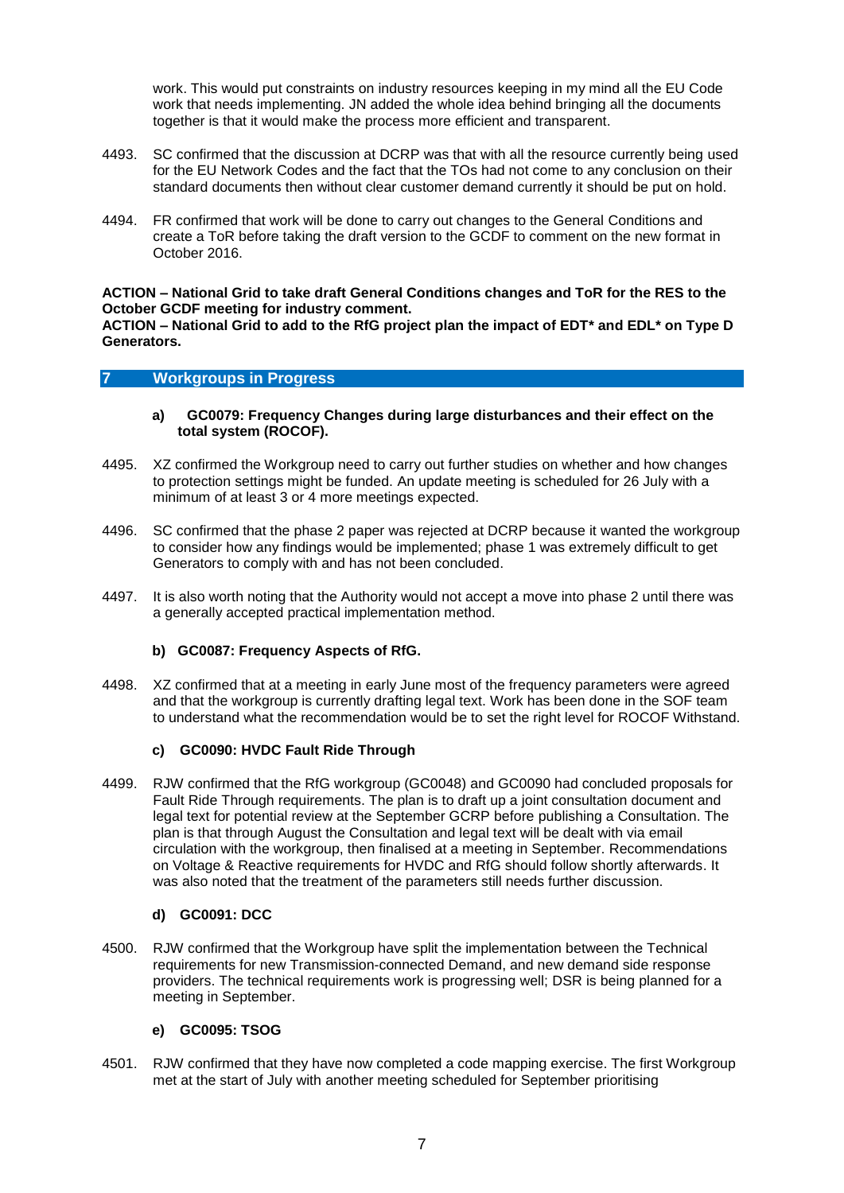work. This would put constraints on industry resources keeping in my mind all the EU Code work that needs implementing. JN added the whole idea behind bringing all the documents together is that it would make the process more efficient and transparent.

4493. SC confirmed that the discussion at DCRP was that with all the resource currently being used for the EU Network Codes and the fact that the TOs had not come to any conclusion on their standard documents then without clear customer demand currently it should be put on hold.

4494. FR confirmed that work will be done to carry out changes to the General Conditions and create a ToR before taking the draft version to the GCDF to comment on the new format in October 2016.

**ACTION – National Grid to take draft General Conditions changes and ToR for the RES to the October GCDF meeting for industry comment.**
**ACTION – National Grid to add to the RfG project plan the impact of EDT* and EDL* on Type D Generators.**

## 7 Workgroups in Progress

### a) GC0079: Frequency Changes during large disturbances and their effect on the total system (ROCOF).

4495. XZ confirmed the Workgroup need to carry out further studies on whether and how changes to protection settings might be funded. An update meeting is scheduled for 26 July with a minimum of at least 3 or 4 more meetings expected.

4496. SC confirmed that the phase 2 paper was rejected at DCRP because it wanted the workgroup to consider how any findings would be implemented; phase 1 was extremely difficult to get Generators to comply with and has not been concluded.

4497. It is also worth noting that the Authority would not accept a move into phase 2 until there was a generally accepted practical implementation method.

### b) GC0087: Frequency Aspects of RfG.

4498. XZ confirmed that at a meeting in early June most of the frequency parameters were agreed and that the workgroup is currently drafting legal text. Work has been done in the SOF team to understand what the recommendation would be to set the right level for ROCOF Withstand.

### c) GC0090: HVDC Fault Ride Through

4499. RJW confirmed that the RfG workgroup (GC0048) and GC0090 had concluded proposals for Fault Ride Through requirements. The plan is to draft up a joint consultation document and legal text for potential review at the September GCRP before publishing a Consultation. The plan is that through August the Consultation and legal text will be dealt with via email circulation with the workgroup, then finalised at a meeting in September. Recommendations on Voltage & Reactive requirements for HVDC and RfG should follow shortly afterwards. It was also noted that the treatment of the parameters still needs further discussion.

### d) GC0091: DCC

4500. RJW confirmed that the Workgroup have split the implementation between the Technical requirements for new Transmission-connected Demand, and new demand side response providers. The technical requirements work is progressing well; DSR is being planned for a meeting in September.

### e) GC0095: TSOG

4501. RJW confirmed that they have now completed a code mapping exercise. The first Workgroup met at the start of July with another meeting scheduled for September prioritising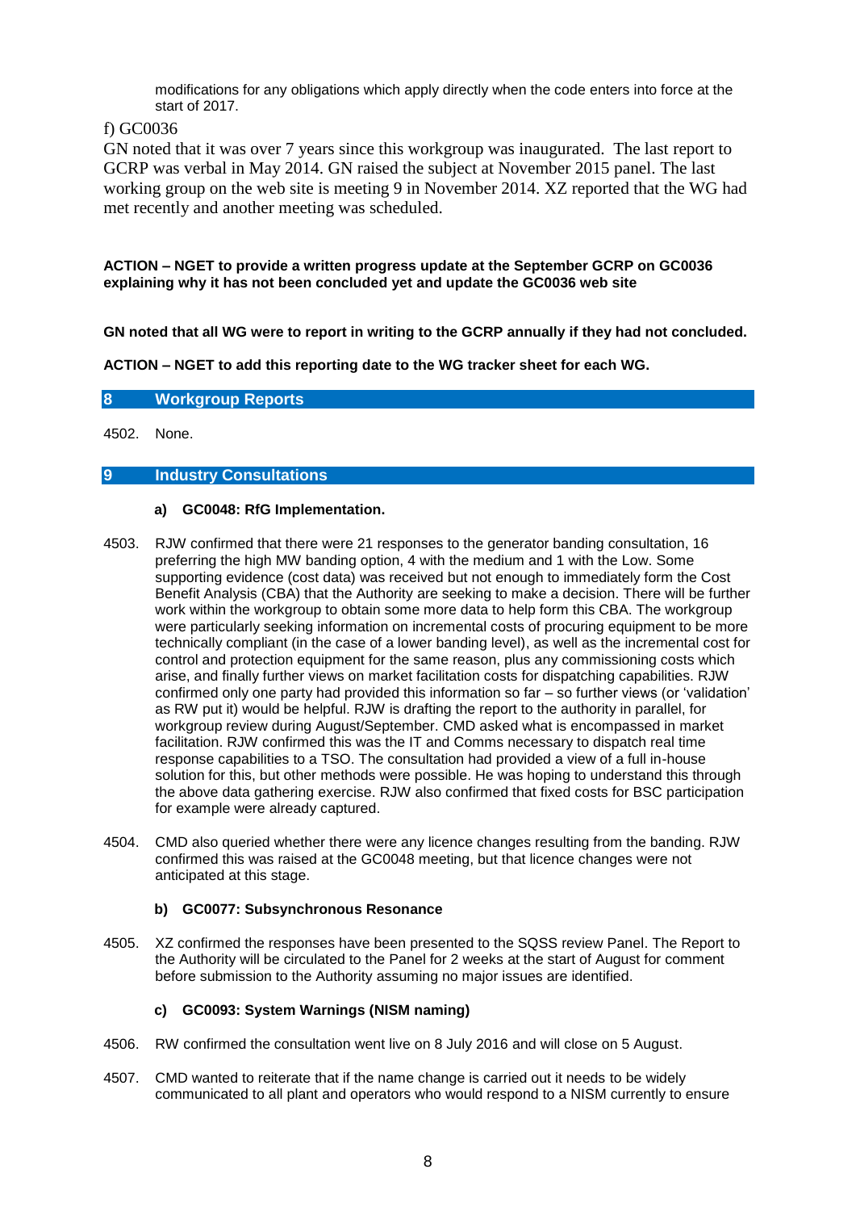modifications for any obligations which apply directly when the code enters into force at the start of 2017.

f) GC0036

GN noted that it was over 7 years since this workgroup was inaugurated. The last report to GCRP was verbal in May 2014. GN raised the subject at November 2015 panel. The last working group on the web site is meeting 9 in November 2014. XZ reported that the WG had met recently and another meeting was scheduled.

**ACTION – NGET to provide a written progress update at the September GCRP on GC0036 explaining why it has not been concluded yet and update the GC0036 web site**

**GN noted that all WG were to report in writing to the GCRP annually if they had not concluded.**

**ACTION – NGET to add this reporting date to the WG tracker sheet for each WG.**

## 8 Workgroup Reports

4502. None.

## 9 Industry Consultations

### a) GC0048: RfG Implementation.

4503. RJW confirmed that there were 21 responses to the generator banding consultation, 16 preferring the high MW banding option, 4 with the medium and 1 with the Low. Some supporting evidence (cost data) was received but not enough to immediately form the Cost Benefit Analysis (CBA) that the Authority are seeking to make a decision. There will be further work within the workgroup to obtain some more data to help form this CBA. The workgroup were particularly seeking information on incremental costs of procuring equipment to be more technically compliant (in the case of a lower banding level), as well as the incremental cost for control and protection equipment for the same reason, plus any commissioning costs which arise, and finally further views on market facilitation costs for dispatching capabilities. RJW confirmed only one party had provided this information so far – so further views (or 'validation' as RW put it) would be helpful. RJW is drafting the report to the authority in parallel, for workgroup review during August/September. CMD asked what is encompassed in market facilitation. RJW confirmed this was the IT and Comms necessary to dispatch real time response capabilities to a TSO. The consultation had provided a view of a full in-house solution for this, but other methods were possible. He was hoping to understand this through the above data gathering exercise. RJW also confirmed that fixed costs for BSC participation for example were already captured.

4504. CMD also queried whether there were any licence changes resulting from the banding. RJW confirmed this was raised at the GC0048 meeting, but that licence changes were not anticipated at this stage.

### b) GC0077: Subsynchronous Resonance

4505. XZ confirmed the responses have been presented to the SQSS review Panel. The Report to the Authority will be circulated to the Panel for 2 weeks at the start of August for comment before submission to the Authority assuming no major issues are identified.

### c) GC0093: System Warnings (NISM naming)

4506. RW confirmed the consultation went live on 8 July 2016 and will close on 5 August.

4507. CMD wanted to reiterate that if the name change is carried out it needs to be widely communicated to all plant and operators who would respond to a NISM currently to ensure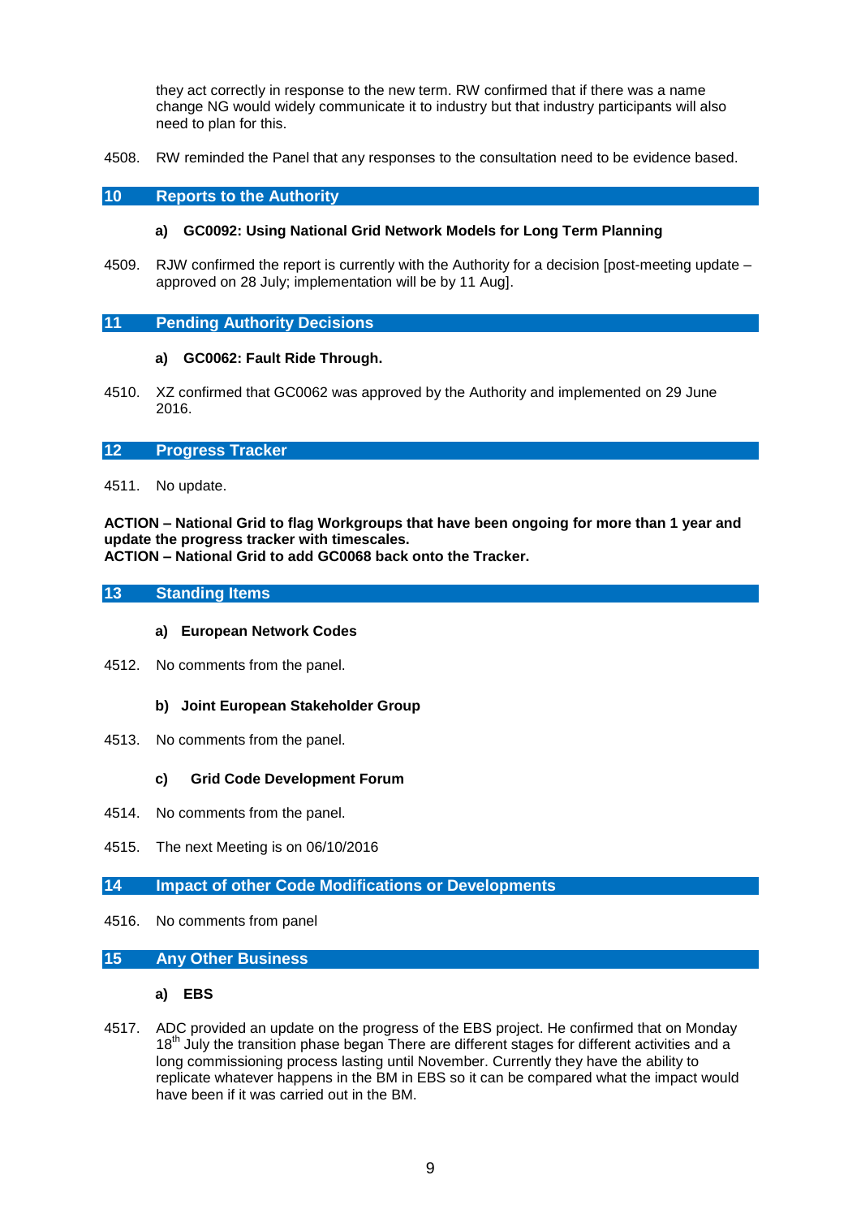they act correctly in response to the new term. RW confirmed that if there was a name change NG would widely communicate it to industry but that industry participants will also need to plan for this.

4508. RW reminded the Panel that any responses to the consultation need to be evidence based.

## 10 Reports to the Authority

### a) GC0092: Using National Grid Network Models for Long Term Planning

4509. RJW confirmed the report is currently with the Authority for a decision [post-meeting update – approved on 28 July; implementation will be by 11 Aug].

## 11 Pending Authority Decisions

### a) GC0062: Fault Ride Through.

4510. XZ confirmed that GC0062 was approved by the Authority and implemented on 29 June 2016.

## 12 Progress Tracker

4511. No update.

**ACTION – National Grid to flag Workgroups that have been ongoing for more than 1 year and update the progress tracker with timescales.**
**ACTION – National Grid to add GC0068 back onto the Tracker.**

## 13 Standing Items

### a) European Network Codes

4512. No comments from the panel.

### b) Joint European Stakeholder Group

4513. No comments from the panel.

### c) Grid Code Development Forum

4514. No comments from the panel.

4515. The next Meeting is on 06/10/2016

## 14 Impact of other Code Modifications or Developments

4516. No comments from panel

## 15 Any Other Business

### a) EBS

4517. ADC provided an update on the progress of the EBS project. He confirmed that on Monday 18th July the transition phase began There are different stages for different activities and a long commissioning process lasting until November. Currently they have the ability to replicate whatever happens in the BM in EBS so it can be compared what the impact would have been if it was carried out in the BM.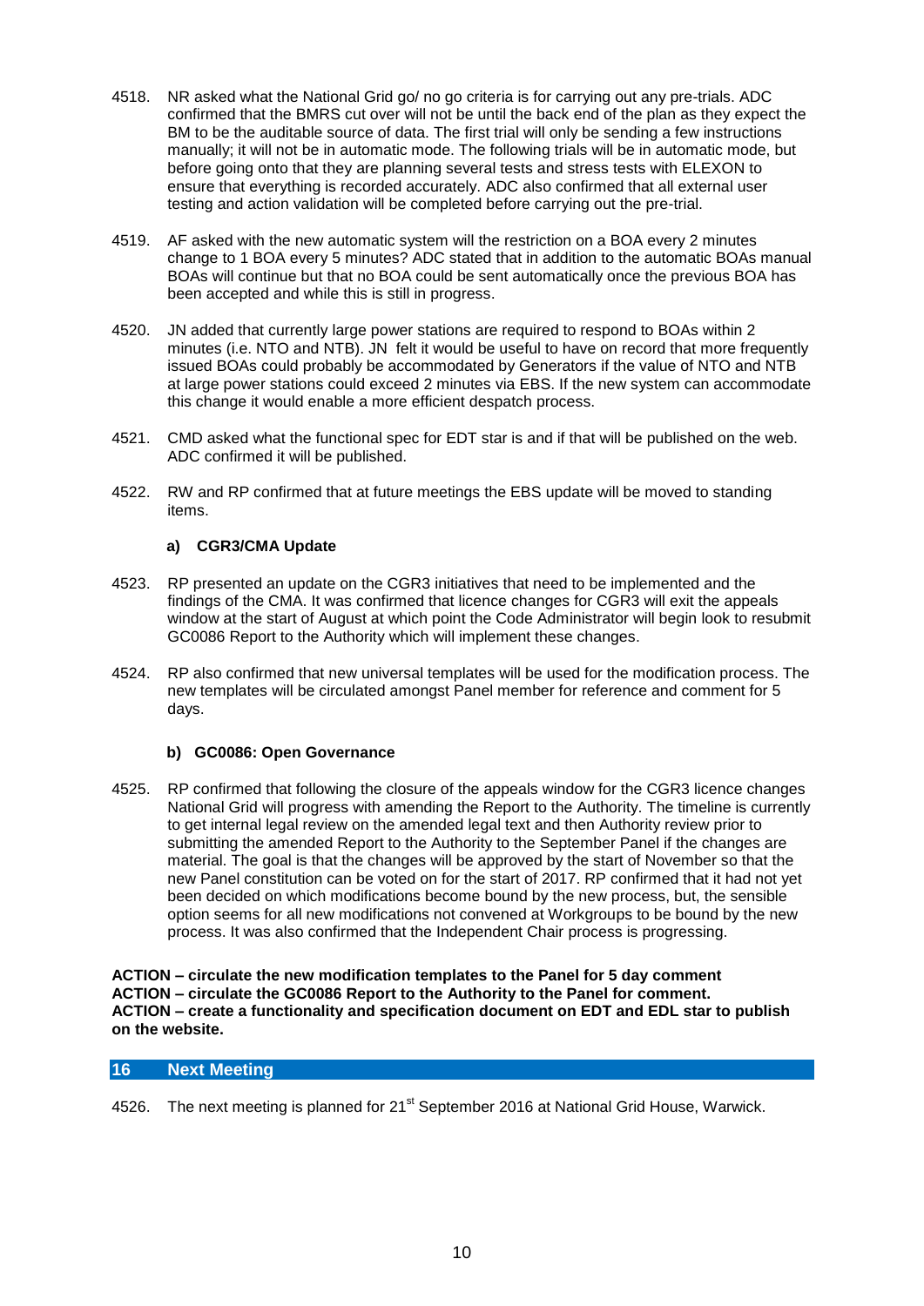4518. NR asked what the National Grid go/ no go criteria is for carrying out any pre-trials. ADC confirmed that the BMRS cut over will not be until the back end of the plan as they expect the BM to be the auditable source of data. The first trial will only be sending a few instructions manually; it will not be in automatic mode. The following trials will be in automatic mode, but before going onto that they are planning several tests and stress tests with ELEXON to ensure that everything is recorded accurately. ADC also confirmed that all external user testing and action validation will be completed before carrying out the pre-trial.

4519. AF asked with the new automatic system will the restriction on a BOA every 2 minutes change to 1 BOA every 5 minutes? ADC stated that in addition to the automatic BOAs manual BOAs will continue but that no BOA could be sent automatically once the previous BOA has been accepted and while this is still in progress.

4520. JN added that currently large power stations are required to respond to BOAs within 2 minutes (i.e. NTO and NTB). JN felt it would be useful to have on record that more frequently issued BOAs could probably be accommodated by Generators if the value of NTO and NTB at large power stations could exceed 2 minutes via EBS. If the new system can accommodate this change it would enable a more efficient despatch process.

4521. CMD asked what the functional spec for EDT star is and if that will be published on the web. ADC confirmed it will be published.

4522. RW and RP confirmed that at future meetings the EBS update will be moved to standing items.

**a) CGR3/CMA Update**

4523. RP presented an update on the CGR3 initiatives that need to be implemented and the findings of the CMA. It was confirmed that licence changes for CGR3 will exit the appeals window at the start of August at which point the Code Administrator will begin look to resubmit GC0086 Report to the Authority which will implement these changes.

4524. RP also confirmed that new universal templates will be used for the modification process. The new templates will be circulated amongst Panel member for reference and comment for 5 days.

**b) GC0086: Open Governance**

4525. RP confirmed that following the closure of the appeals window for the CGR3 licence changes National Grid will progress with amending the Report to the Authority. The timeline is currently to get internal legal review on the amended legal text and then Authority review prior to submitting the amended Report to the Authority to the September Panel if the changes are material. The goal is that the changes will be approved by the start of November so that the new Panel constitution can be voted on for the start of 2017. RP confirmed that it had not yet been decided on which modifications become bound by the new process, but, the sensible option seems for all new modifications not convened at Workgroups to be bound by the new process. It was also confirmed that the Independent Chair process is progressing.

**ACTION – circulate the new modification templates to the Panel for 5 day comment**
**ACTION – circulate the GC0086 Report to the Authority to the Panel for comment.**
**ACTION – create a functionality and specification document on EDT and EDL star to publish on the website.**

## 16 Next Meeting

4526. The next meeting is planned for 21st September 2016 at National Grid House, Warwick.